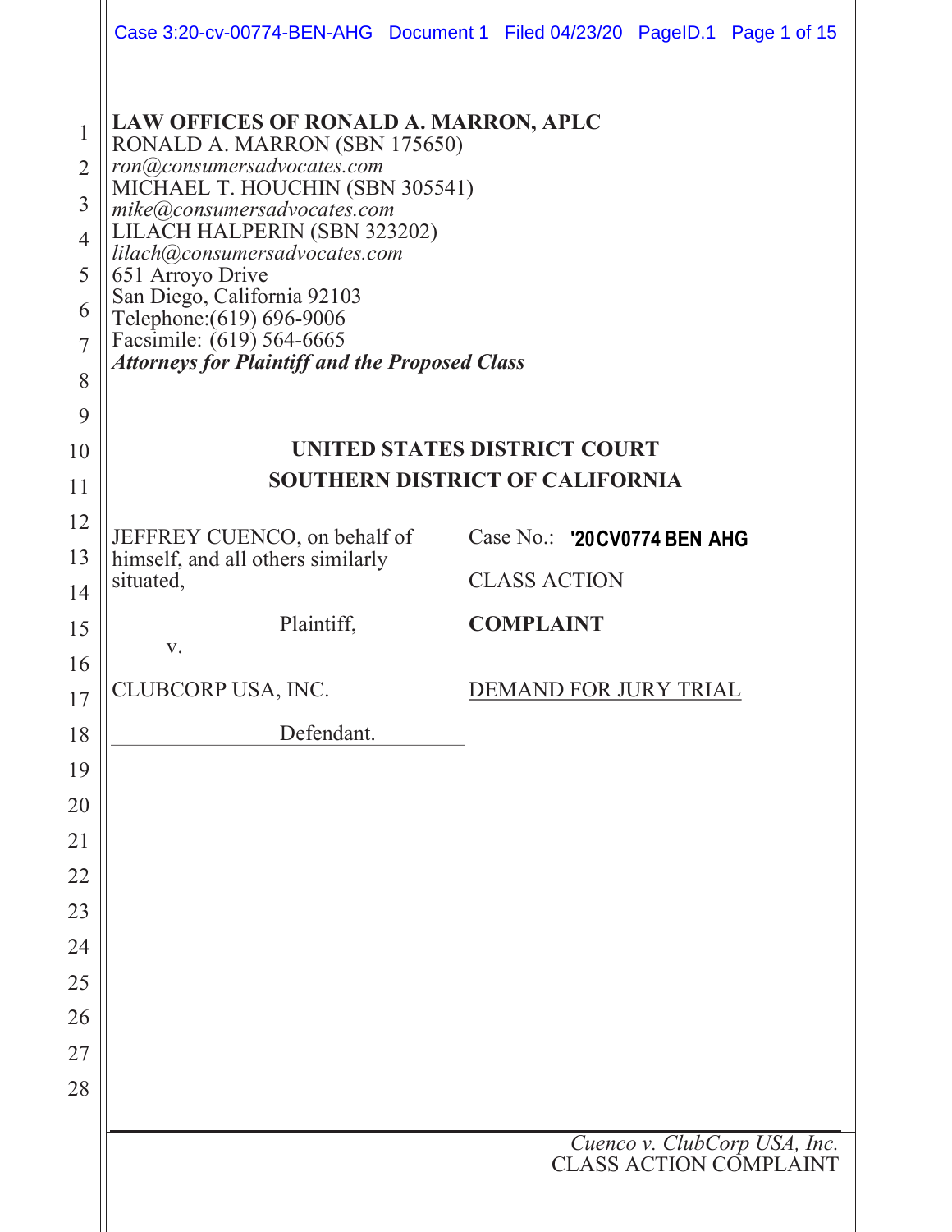**LAW OFFICES OF RONALD A. MARRON, APLC**
RONALD A. MARRON (SBN 175650)
*ron@consumersadvocates.com*
MICHAEL T. HOUCHIN (SBN 305541)
*mike@consumersadvocates.com*
LILACH HALPERIN (SBN 323202)
*lilach@consumersadvocates.com*
651 Arroyo Drive
San Diego, California 92103
Telephone:(619) 696-9006
Facsimile: (619) 564-6665
***Attorneys for Plaintiff and the Proposed Class***

**UNITED STATES DISTRICT COURT**
**SOUTHERN DISTRICT OF CALIFORNIA**

| | |
|---|---|
| JEFFREY CUENCO, on behalf of himself, and all others similarly situated,<br><br>Plaintiff,<br><br>v.<br><br>CLUBCORP USA, INC.<br><br>Defendant. | Case No.: **'20CV0774 BEN AHG**<br><br>CLASS ACTION<br><br>**COMPLAINT**<br><br>DEMAND FOR JURY TRIAL |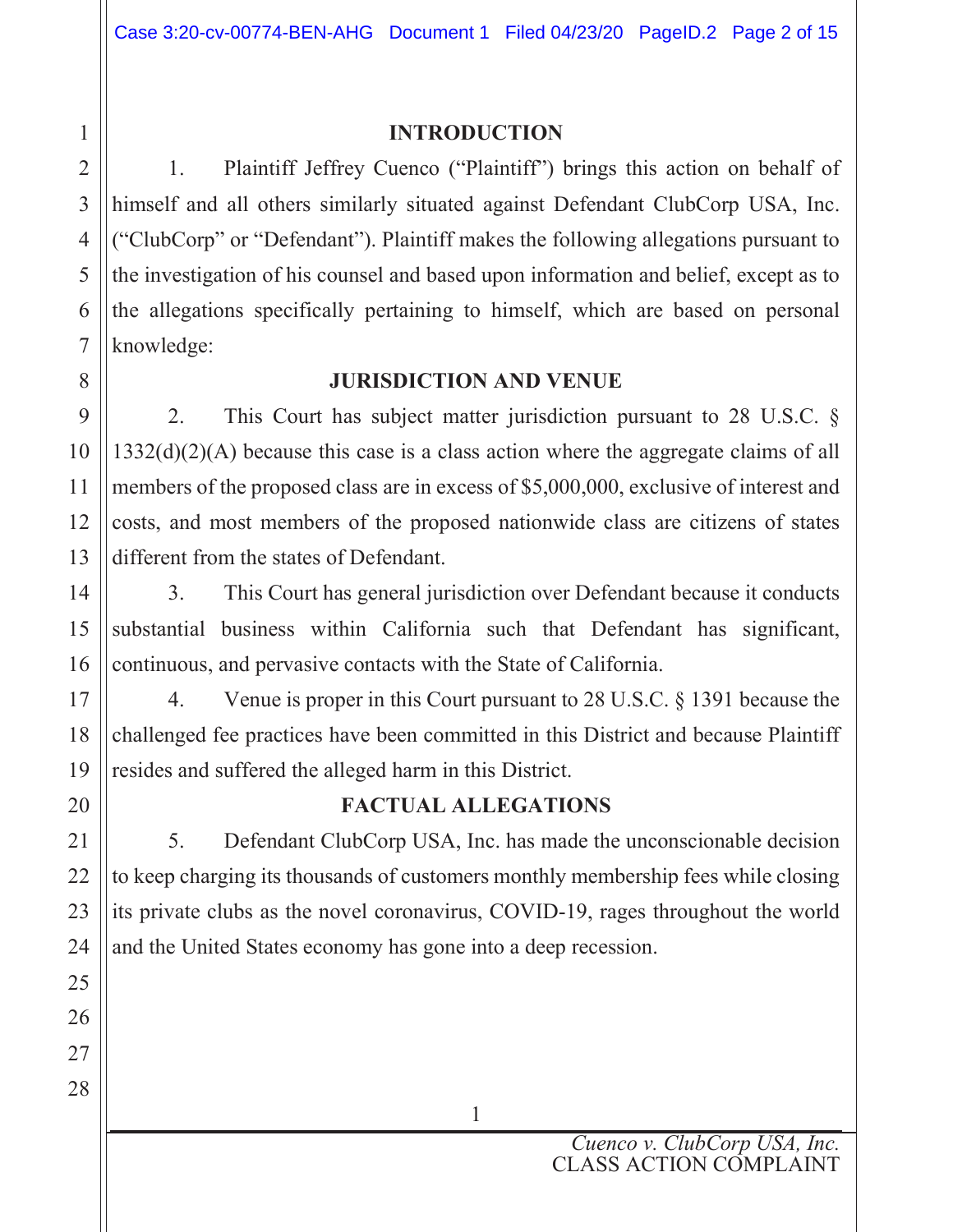## INTRODUCTION

1. Plaintiff Jeffrey Cuenco ("Plaintiff") brings this action on behalf of himself and all others similarly situated against Defendant ClubCorp USA, Inc. ("ClubCorp" or "Defendant"). Plaintiff makes the following allegations pursuant to the investigation of his counsel and based upon information and belief, except as to the allegations specifically pertaining to himself, which are based on personal knowledge:

## JURISDICTION AND VENUE

2. This Court has subject matter jurisdiction pursuant to 28 U.S.C. § 1332(d)(2)(A) because this case is a class action where the aggregate claims of all members of the proposed class are in excess of $5,000,000, exclusive of interest and costs, and most members of the proposed nationwide class are citizens of states different from the states of Defendant.

3. This Court has general jurisdiction over Defendant because it conducts substantial business within California such that Defendant has significant, continuous, and pervasive contacts with the State of California.

4. Venue is proper in this Court pursuant to 28 U.S.C. § 1391 because the challenged fee practices have been committed in this District and because Plaintiff resides and suffered the alleged harm in this District.

## FACTUAL ALLEGATIONS

5. Defendant ClubCorp USA, Inc. has made the unconscionable decision to keep charging its thousands of customers monthly membership fees while closing its private clubs as the novel coronavirus, COVID-19, rages throughout the world and the United States economy has gone into a deep recession.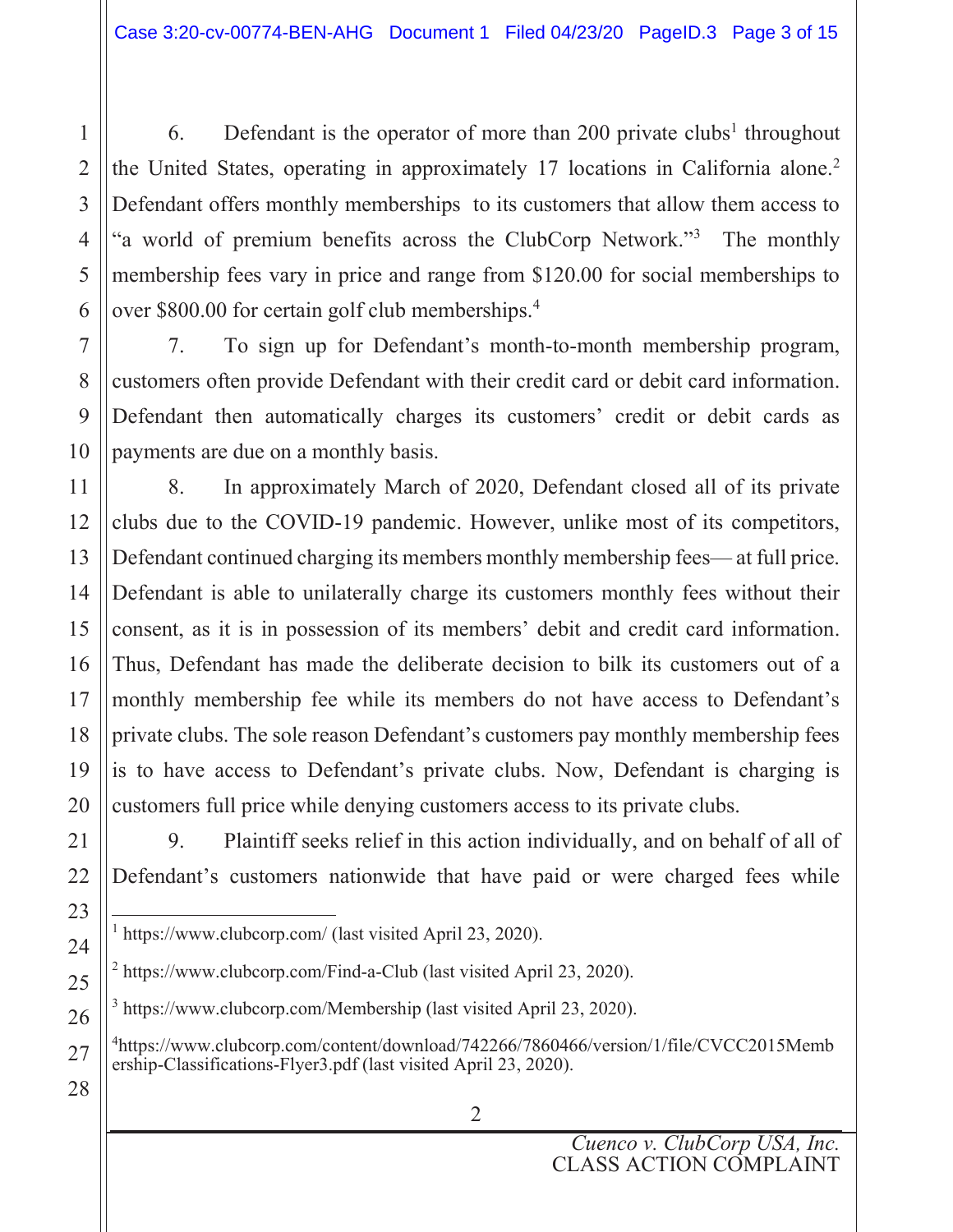6. Defendant is the operator of more than 200 private clubs[1] throughout the United States, operating in approximately 17 locations in California alone.[2] Defendant offers monthly memberships to its customers that allow them access to "a world of premium benefits across the ClubCorp Network."[3] The monthly membership fees vary in price and range from $120.00 for social memberships to over $800.00 for certain golf club memberships.[4]

7. To sign up for Defendant's month-to-month membership program, customers often provide Defendant with their credit card or debit card information. Defendant then automatically charges its customers' credit or debit cards as payments are due on a monthly basis.

8. In approximately March of 2020, Defendant closed all of its private clubs due to the COVID-19 pandemic. However, unlike most of its competitors, Defendant continued charging its members monthly membership fees— at full price. Defendant is able to unilaterally charge its customers monthly fees without their consent, as it is in possession of its members' debit and credit card information. Thus, Defendant has made the deliberate decision to bilk its customers out of a monthly membership fee while its members do not have access to Defendant's private clubs. The sole reason Defendant's customers pay monthly membership fees is to have access to Defendant's private clubs. Now, Defendant is charging is customers full price while denying customers access to its private clubs.

9. Plaintiff seeks relief in this action individually, and on behalf of all of Defendant's customers nationwide that have paid or were charged fees while

---

[1] https://www.clubcorp.com/ (last visited April 23, 2020).

[2] https://www.clubcorp.com/Find-a-Club (last visited April 23, 2020).

[3] https://www.clubcorp.com/Membership (last visited April 23, 2020).

[4] https://www.clubcorp.com/content/download/742266/7860466/version/1/file/CVCC2015Membership-Classifications-Flyer3.pdf (last visited April 23, 2020).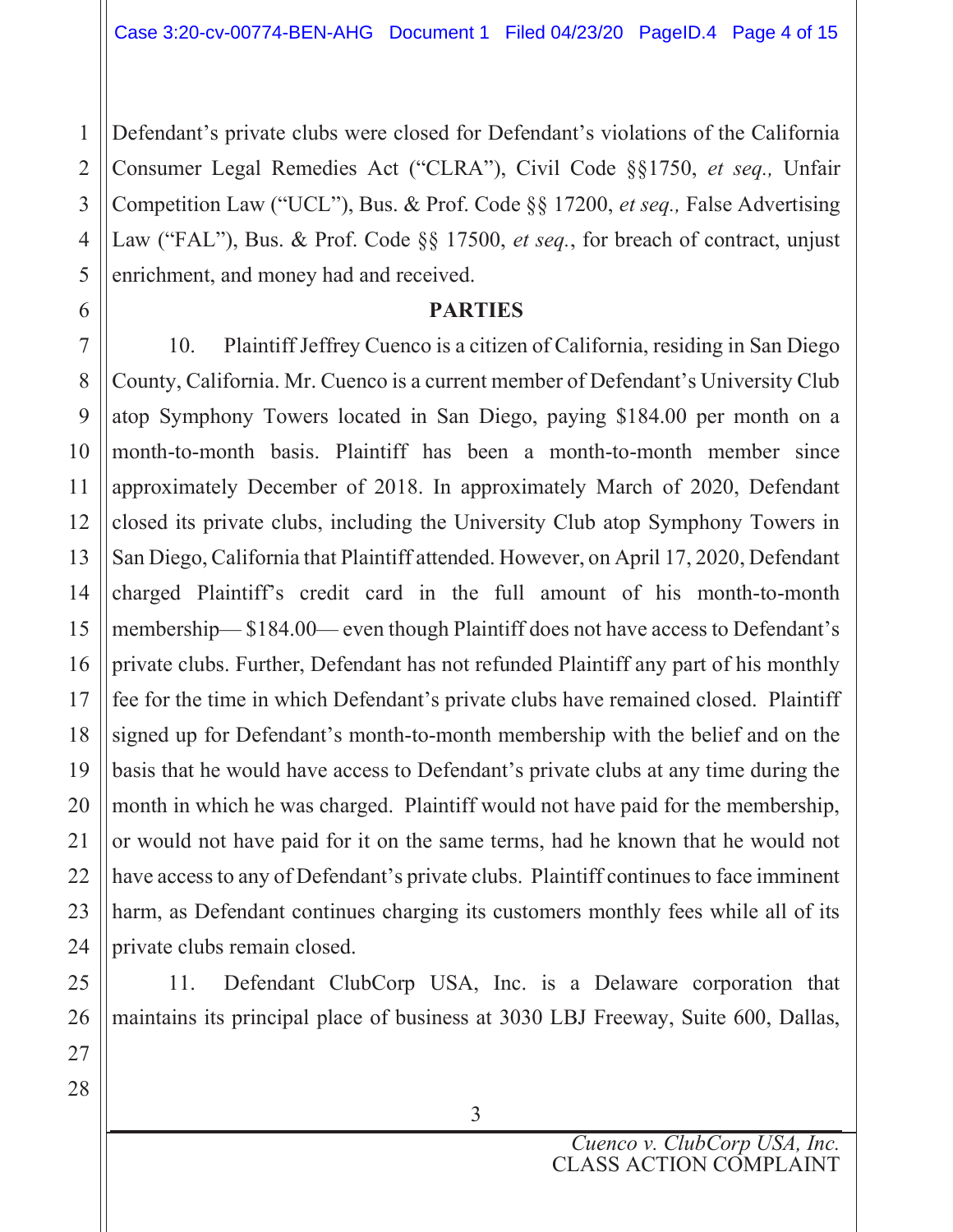Defendant's private clubs were closed for Defendant's violations of the California Consumer Legal Remedies Act ("CLRA"), Civil Code §§1750, *et seq.,* Unfair Competition Law ("UCL"), Bus. & Prof. Code §§ 17200, *et seq.,* False Advertising Law ("FAL"), Bus. & Prof. Code §§ 17500, *et seq.*, for breach of contract, unjust enrichment, and money had and received.

**PARTIES**

10. Plaintiff Jeffrey Cuenco is a citizen of California, residing in San Diego County, California. Mr. Cuenco is a current member of Defendant's University Club atop Symphony Towers located in San Diego, paying $184.00 per month on a month-to-month basis. Plaintiff has been a month-to-month member since approximately December of 2018. In approximately March of 2020, Defendant closed its private clubs, including the University Club atop Symphony Towers in San Diego, California that Plaintiff attended. However, on April 17, 2020, Defendant charged Plaintiff's credit card in the full amount of his month-to-month membership— $184.00— even though Plaintiff does not have access to Defendant's private clubs. Further, Defendant has not refunded Plaintiff any part of his monthly fee for the time in which Defendant's private clubs have remained closed. Plaintiff signed up for Defendant's month-to-month membership with the belief and on the basis that he would have access to Defendant's private clubs at any time during the month in which he was charged. Plaintiff would not have paid for the membership, or would not have paid for it on the same terms, had he known that he would not have access to any of Defendant's private clubs. Plaintiff continues to face imminent harm, as Defendant continues charging its customers monthly fees while all of its private clubs remain closed.

11. Defendant ClubCorp USA, Inc. is a Delaware corporation that maintains its principal place of business at 3030 LBJ Freeway, Suite 600, Dallas,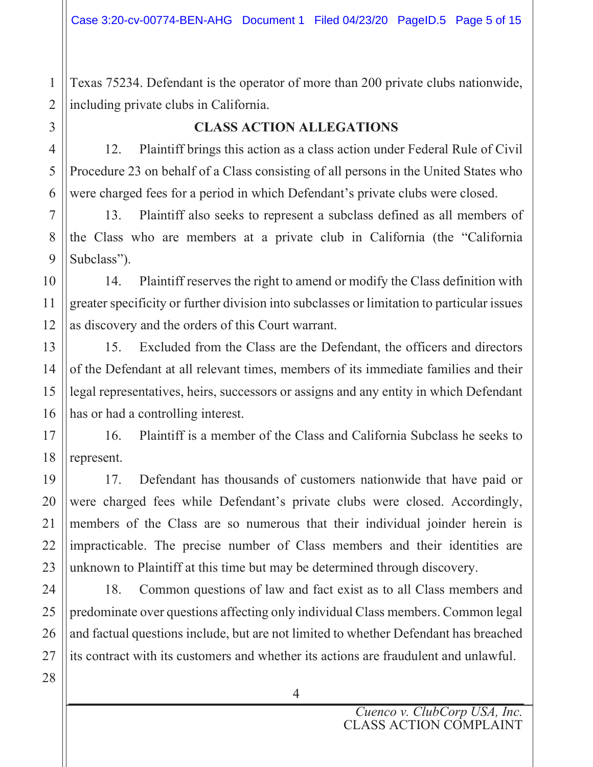Texas 75234. Defendant is the operator of more than 200 private clubs nationwide, including private clubs in California.

## CLASS ACTION ALLEGATIONS

12. Plaintiff brings this action as a class action under Federal Rule of Civil Procedure 23 on behalf of a Class consisting of all persons in the United States who were charged fees for a period in which Defendant's private clubs were closed.

13. Plaintiff also seeks to represent a subclass defined as all members of the Class who are members at a private club in California (the "California Subclass").

14. Plaintiff reserves the right to amend or modify the Class definition with greater specificity or further division into subclasses or limitation to particular issues as discovery and the orders of this Court warrant.

15. Excluded from the Class are the Defendant, the officers and directors of the Defendant at all relevant times, members of its immediate families and their legal representatives, heirs, successors or assigns and any entity in which Defendant has or had a controlling interest.

16. Plaintiff is a member of the Class and California Subclass he seeks to represent.

17. Defendant has thousands of customers nationwide that have paid or were charged fees while Defendant's private clubs were closed. Accordingly, members of the Class are so numerous that their individual joinder herein is impracticable. The precise number of Class members and their identities are unknown to Plaintiff at this time but may be determined through discovery.

18. Common questions of law and fact exist as to all Class members and predominate over questions affecting only individual Class members. Common legal and factual questions include, but are not limited to whether Defendant has breached its contract with its customers and whether its actions are fraudulent and unlawful.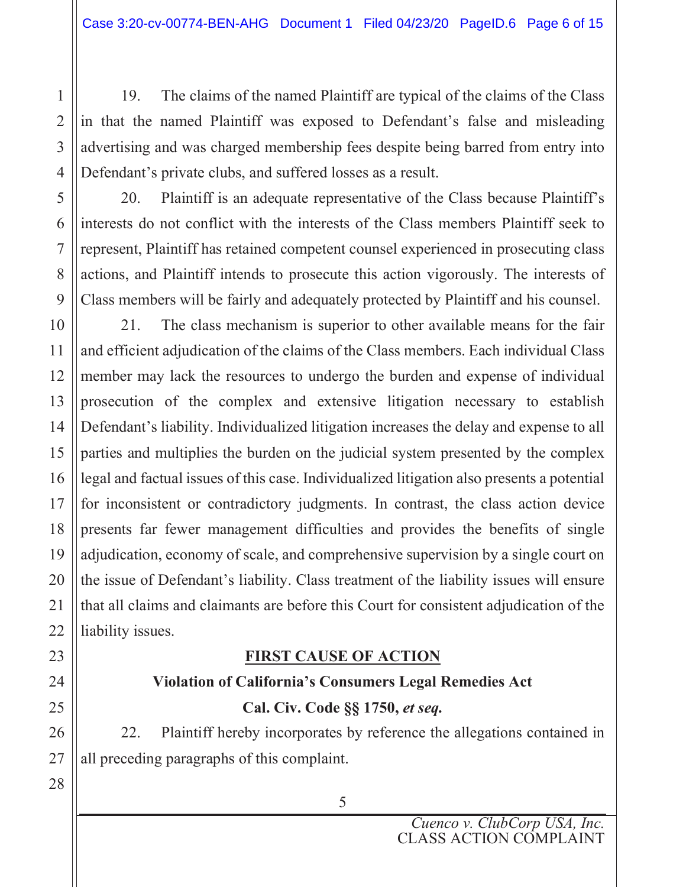19. The claims of the named Plaintiff are typical of the claims of the Class in that the named Plaintiff was exposed to Defendant's false and misleading advertising and was charged membership fees despite being barred from entry into Defendant's private clubs, and suffered losses as a result.

20. Plaintiff is an adequate representative of the Class because Plaintiff's interests do not conflict with the interests of the Class members Plaintiff seek to represent, Plaintiff has retained competent counsel experienced in prosecuting class actions, and Plaintiff intends to prosecute this action vigorously. The interests of Class members will be fairly and adequately protected by Plaintiff and his counsel.

21. The class mechanism is superior to other available means for the fair and efficient adjudication of the claims of the Class members. Each individual Class member may lack the resources to undergo the burden and expense of individual prosecution of the complex and extensive litigation necessary to establish Defendant's liability. Individualized litigation increases the delay and expense to all parties and multiplies the burden on the judicial system presented by the complex legal and factual issues of this case. Individualized litigation also presents a potential for inconsistent or contradictory judgments. In contrast, the class action device presents far fewer management difficulties and provides the benefits of single adjudication, economy of scale, and comprehensive supervision by a single court on the issue of Defendant's liability. Class treatment of the liability issues will ensure that all claims and claimants are before this Court for consistent adjudication of the liability issues.

## FIRST CAUSE OF ACTION

**Violation of California's Consumers Legal Remedies Act**

**Cal. Civ. Code §§ 1750, *et seq.***

22. Plaintiff hereby incorporates by reference the allegations contained in all preceding paragraphs of this complaint.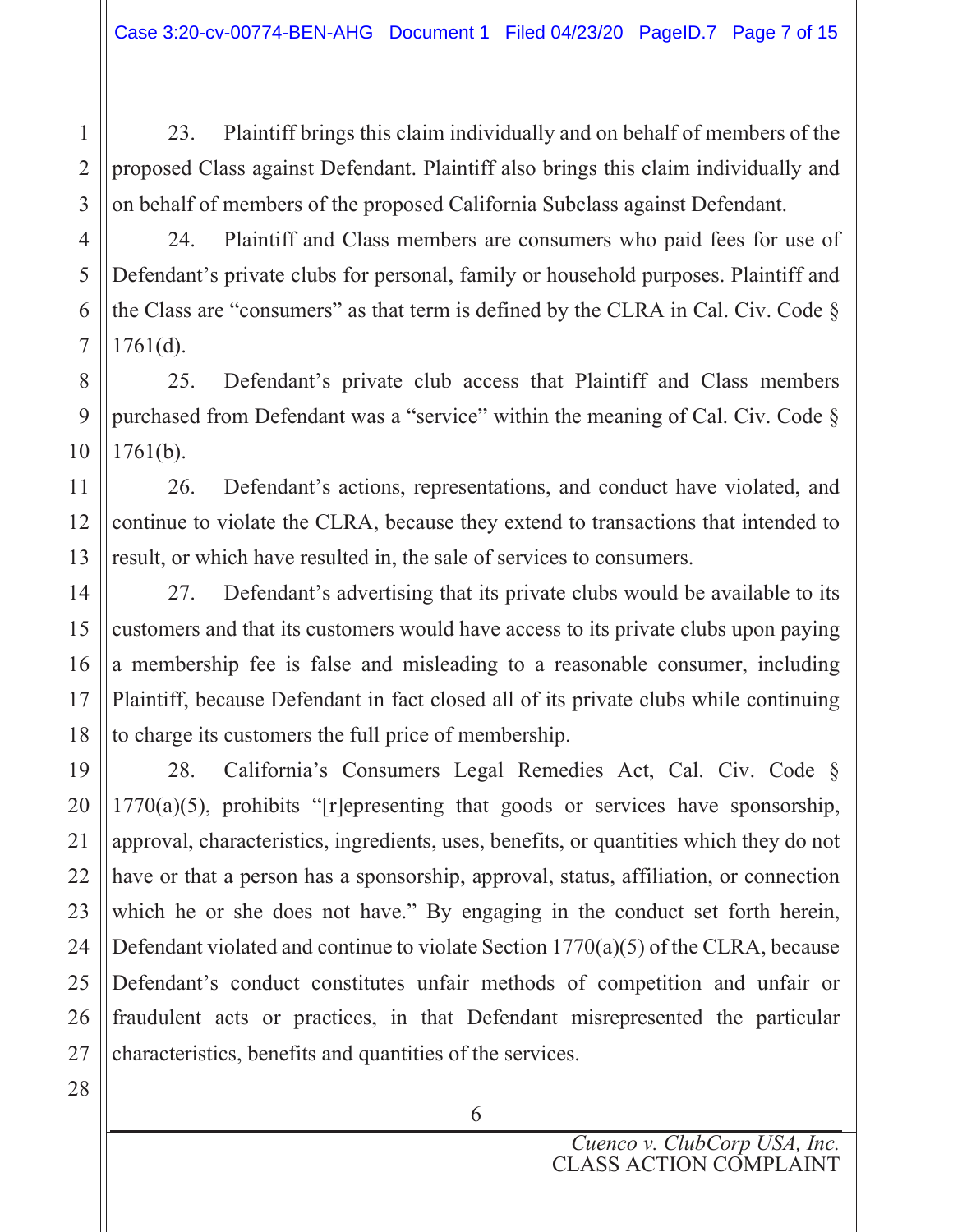23. Plaintiff brings this claim individually and on behalf of members of the proposed Class against Defendant. Plaintiff also brings this claim individually and on behalf of members of the proposed California Subclass against Defendant.

24. Plaintiff and Class members are consumers who paid fees for use of Defendant's private clubs for personal, family or household purposes. Plaintiff and the Class are "consumers" as that term is defined by the CLRA in Cal. Civ. Code § 1761(d).

25. Defendant's private club access that Plaintiff and Class members purchased from Defendant was a "service" within the meaning of Cal. Civ. Code § 1761(b).

26. Defendant's actions, representations, and conduct have violated, and continue to violate the CLRA, because they extend to transactions that intended to result, or which have resulted in, the sale of services to consumers.

27. Defendant's advertising that its private clubs would be available to its customers and that its customers would have access to its private clubs upon paying a membership fee is false and misleading to a reasonable consumer, including Plaintiff, because Defendant in fact closed all of its private clubs while continuing to charge its customers the full price of membership.

28. California's Consumers Legal Remedies Act, Cal. Civ. Code § 1770(a)(5), prohibits "[r]epresenting that goods or services have sponsorship, approval, characteristics, ingredients, uses, benefits, or quantities which they do not have or that a person has a sponsorship, approval, status, affiliation, or connection which he or she does not have." By engaging in the conduct set forth herein, Defendant violated and continue to violate Section 1770(a)(5) of the CLRA, because Defendant's conduct constitutes unfair methods of competition and unfair or fraudulent acts or practices, in that Defendant misrepresented the particular characteristics, benefits and quantities of the services.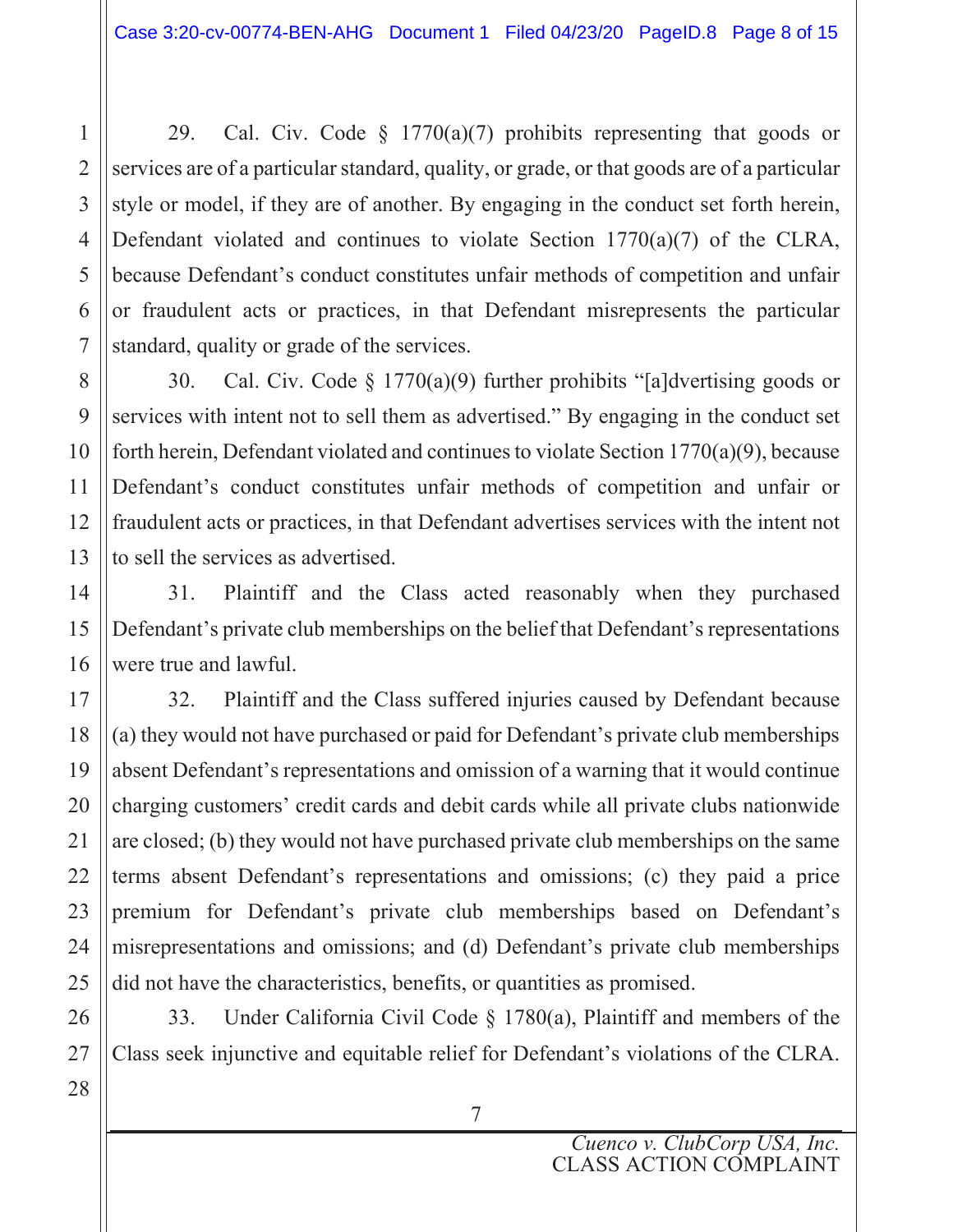29. Cal. Civ. Code § 1770(a)(7) prohibits representing that goods or services are of a particular standard, quality, or grade, or that goods are of a particular style or model, if they are of another. By engaging in the conduct set forth herein, Defendant violated and continues to violate Section 1770(a)(7) of the CLRA, because Defendant's conduct constitutes unfair methods of competition and unfair or fraudulent acts or practices, in that Defendant misrepresents the particular standard, quality or grade of the services.

30. Cal. Civ. Code § 1770(a)(9) further prohibits "[a]dvertising goods or services with intent not to sell them as advertised." By engaging in the conduct set forth herein, Defendant violated and continues to violate Section 1770(a)(9), because Defendant's conduct constitutes unfair methods of competition and unfair or fraudulent acts or practices, in that Defendant advertises services with the intent not to sell the services as advertised.

31. Plaintiff and the Class acted reasonably when they purchased Defendant's private club memberships on the belief that Defendant's representations were true and lawful.

32. Plaintiff and the Class suffered injuries caused by Defendant because (a) they would not have purchased or paid for Defendant's private club memberships absent Defendant's representations and omission of a warning that it would continue charging customers' credit cards and debit cards while all private clubs nationwide are closed; (b) they would not have purchased private club memberships on the same terms absent Defendant's representations and omissions; (c) they paid a price premium for Defendant's private club memberships based on Defendant's misrepresentations and omissions; and (d) Defendant's private club memberships did not have the characteristics, benefits, or quantities as promised.

33. Under California Civil Code § 1780(a), Plaintiff and members of the Class seek injunctive and equitable relief for Defendant's violations of the CLRA.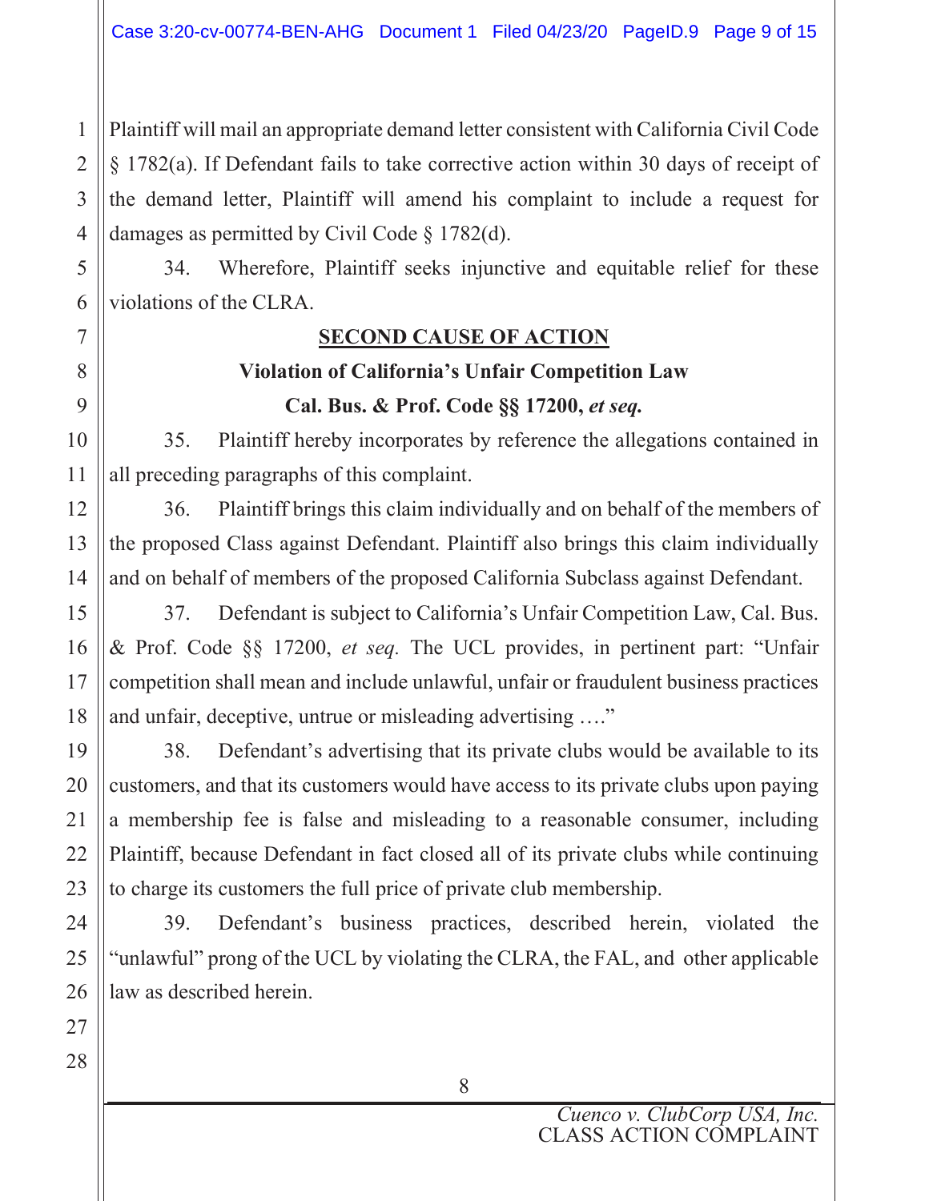Plaintiff will mail an appropriate demand letter consistent with California Civil Code § 1782(a). If Defendant fails to take corrective action within 30 days of receipt of the demand letter, Plaintiff will amend his complaint to include a request for damages as permitted by Civil Code § 1782(d).

34. Wherefore, Plaintiff seeks injunctive and equitable relief for these violations of the CLRA.

## SECOND CAUSE OF ACTION

### Violation of California's Unfair Competition Law

### Cal. Bus. & Prof. Code §§ 17200, *et seq.*

35. Plaintiff hereby incorporates by reference the allegations contained in all preceding paragraphs of this complaint.

36. Plaintiff brings this claim individually and on behalf of the members of the proposed Class against Defendant. Plaintiff also brings this claim individually and on behalf of members of the proposed California Subclass against Defendant.

37. Defendant is subject to California's Unfair Competition Law, Cal. Bus. & Prof. Code §§ 17200, *et seq.* The UCL provides, in pertinent part: "Unfair competition shall mean and include unlawful, unfair or fraudulent business practices and unfair, deceptive, untrue or misleading advertising …."

38. Defendant's advertising that its private clubs would be available to its customers, and that its customers would have access to its private clubs upon paying a membership fee is false and misleading to a reasonable consumer, including Plaintiff, because Defendant in fact closed all of its private clubs while continuing to charge its customers the full price of private club membership.

39. Defendant's business practices, described herein, violated the "unlawful" prong of the UCL by violating the CLRA, the FAL, and other applicable law as described herein.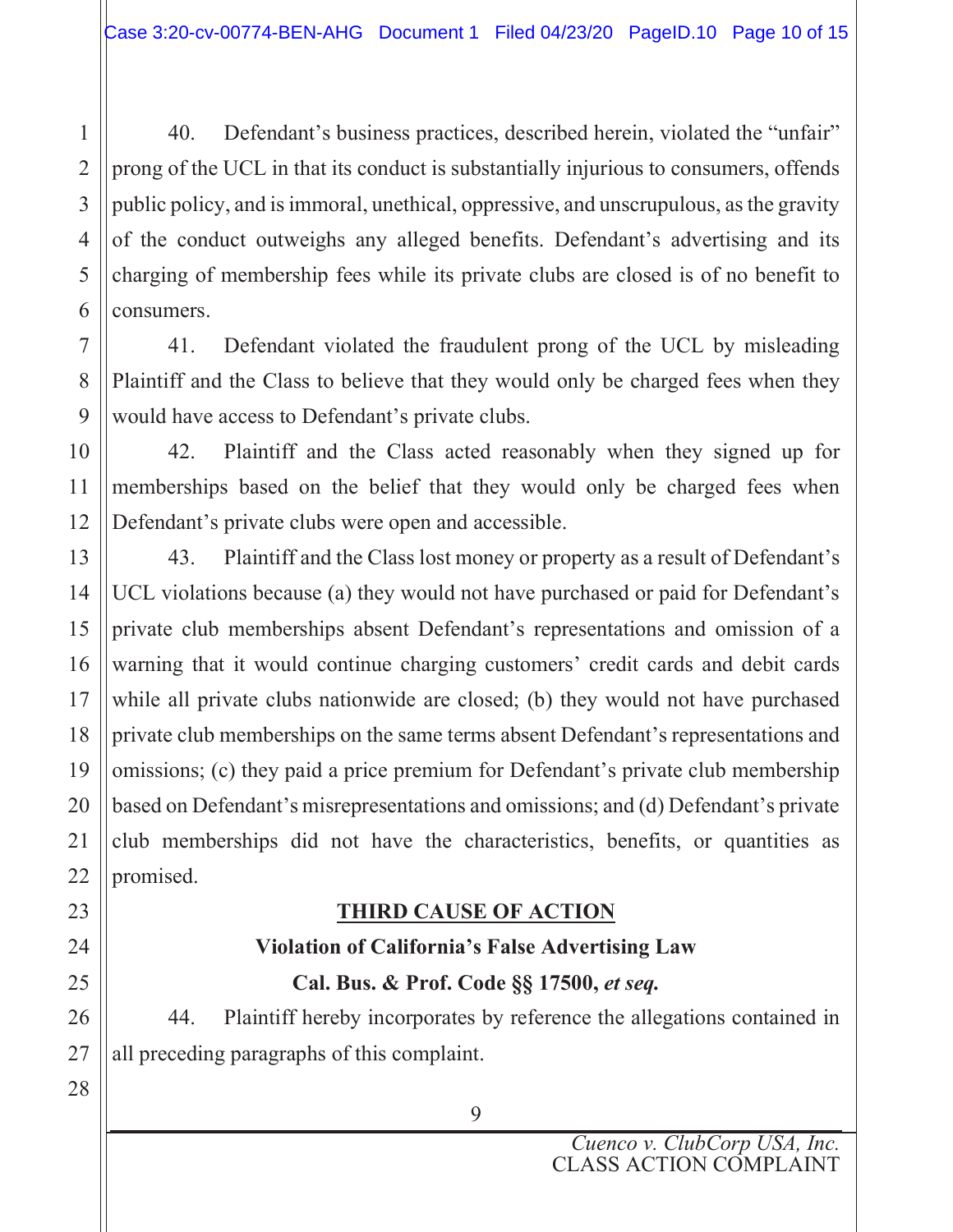40. Defendant's business practices, described herein, violated the "unfair" prong of the UCL in that its conduct is substantially injurious to consumers, offends public policy, and is immoral, unethical, oppressive, and unscrupulous, as the gravity of the conduct outweighs any alleged benefits. Defendant's advertising and its charging of membership fees while its private clubs are closed is of no benefit to consumers.

41. Defendant violated the fraudulent prong of the UCL by misleading Plaintiff and the Class to believe that they would only be charged fees when they would have access to Defendant's private clubs.

42. Plaintiff and the Class acted reasonably when they signed up for memberships based on the belief that they would only be charged fees when Defendant's private clubs were open and accessible.

43. Plaintiff and the Class lost money or property as a result of Defendant's UCL violations because (a) they would not have purchased or paid for Defendant's private club memberships absent Defendant's representations and omission of a warning that it would continue charging customers' credit cards and debit cards while all private clubs nationwide are closed; (b) they would not have purchased private club memberships on the same terms absent Defendant's representations and omissions; (c) they paid a price premium for Defendant's private club membership based on Defendant's misrepresentations and omissions; and (d) Defendant's private club memberships did not have the characteristics, benefits, or quantities as promised.

## THIRD CAUSE OF ACTION

### Violation of California's False Advertising Law

### Cal. Bus. & Prof. Code §§ 17500, *et seq.*

44. Plaintiff hereby incorporates by reference the allegations contained in all preceding paragraphs of this complaint.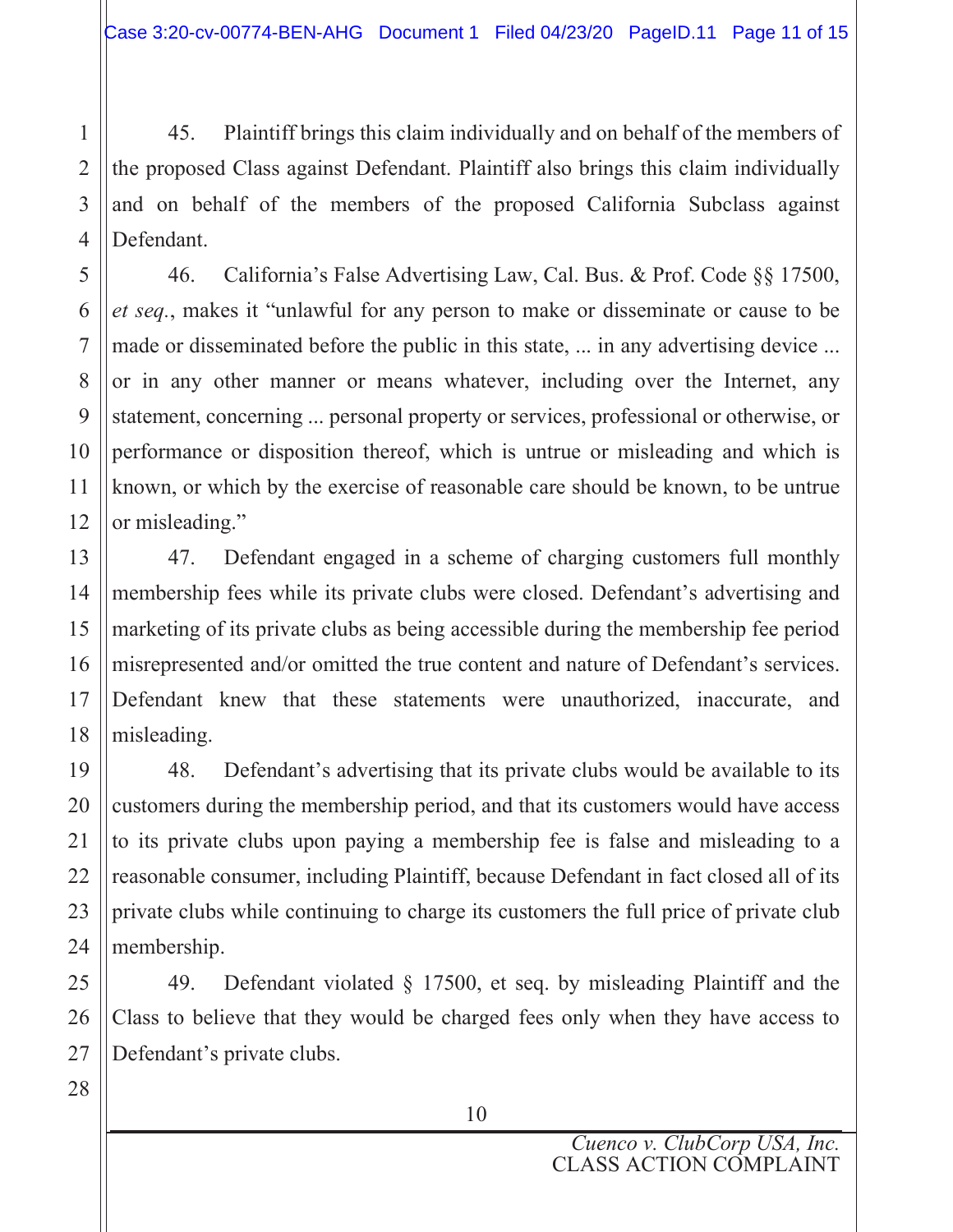45. Plaintiff brings this claim individually and on behalf of the members of the proposed Class against Defendant. Plaintiff also brings this claim individually and on behalf of the members of the proposed California Subclass against Defendant.

46. California's False Advertising Law, Cal. Bus. & Prof. Code §§ 17500, *et seq.*, makes it "unlawful for any person to make or disseminate or cause to be made or disseminated before the public in this state, ... in any advertising device ... or in any other manner or means whatever, including over the Internet, any statement, concerning ... personal property or services, professional or otherwise, or performance or disposition thereof, which is untrue or misleading and which is known, or which by the exercise of reasonable care should be known, to be untrue or misleading."

47. Defendant engaged in a scheme of charging customers full monthly membership fees while its private clubs were closed. Defendant's advertising and marketing of its private clubs as being accessible during the membership fee period misrepresented and/or omitted the true content and nature of Defendant's services. Defendant knew that these statements were unauthorized, inaccurate, and misleading.

48. Defendant's advertising that its private clubs would be available to its customers during the membership period, and that its customers would have access to its private clubs upon paying a membership fee is false and misleading to a reasonable consumer, including Plaintiff, because Defendant in fact closed all of its private clubs while continuing to charge its customers the full price of private club membership.

49. Defendant violated § 17500, et seq. by misleading Plaintiff and the Class to believe that they would be charged fees only when they have access to Defendant's private clubs.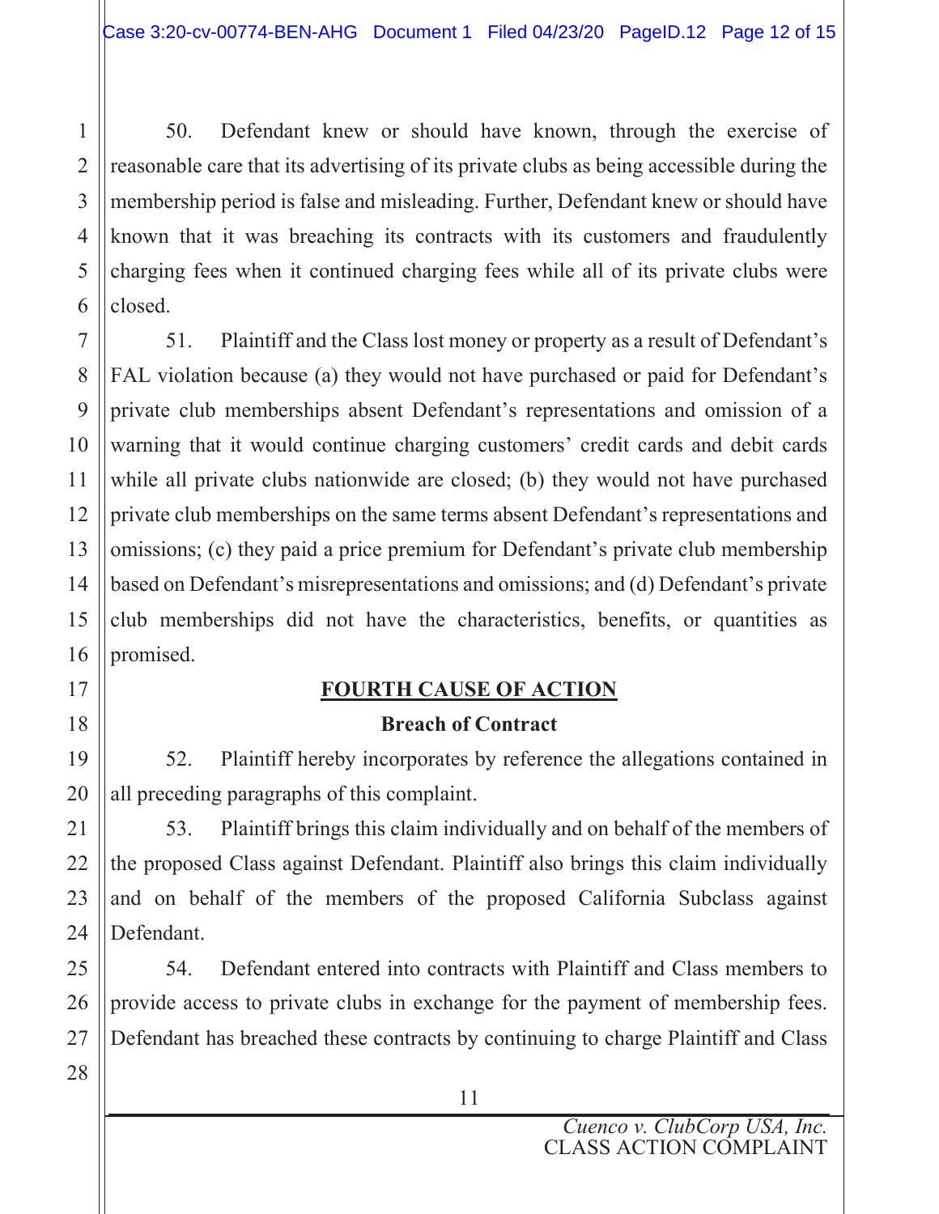50. Defendant knew or should have known, through the exercise of reasonable care that its advertising of its private clubs as being accessible during the membership period is false and misleading. Further, Defendant knew or should have known that it was breaching its contracts with its customers and fraudulently charging fees when it continued charging fees while all of its private clubs were closed.

51. Plaintiff and the Class lost money or property as a result of Defendant's FAL violation because (a) they would not have purchased or paid for Defendant's private club memberships absent Defendant's representations and omission of a warning that it would continue charging customers' credit cards and debit cards while all private clubs nationwide are closed; (b) they would not have purchased private club memberships on the same terms absent Defendant's representations and omissions; (c) they paid a price premium for Defendant's private club membership based on Defendant's misrepresentations and omissions; and (d) Defendant's private club memberships did not have the characteristics, benefits, or quantities as promised.

## FOURTH CAUSE OF ACTION

### Breach of Contract

52. Plaintiff hereby incorporates by reference the allegations contained in all preceding paragraphs of this complaint.

53. Plaintiff brings this claim individually and on behalf of the members of the proposed Class against Defendant. Plaintiff also brings this claim individually and on behalf of the members of the proposed California Subclass against Defendant.

54. Defendant entered into contracts with Plaintiff and Class members to provide access to private clubs in exchange for the payment of membership fees. Defendant has breached these contracts by continuing to charge Plaintiff and Class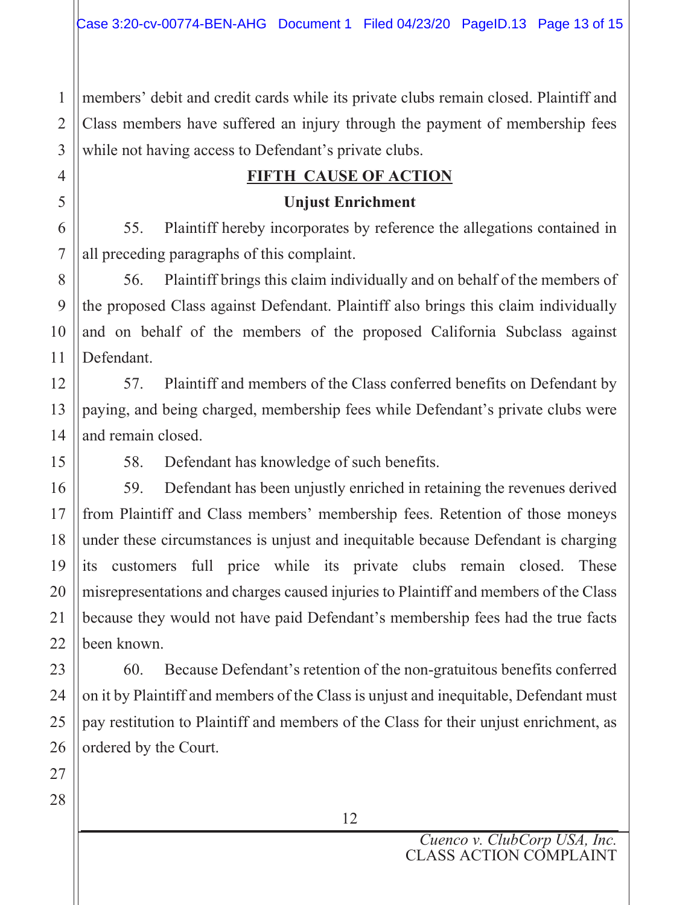members' debit and credit cards while its private clubs remain closed. Plaintiff and Class members have suffered an injury through the payment of membership fees while not having access to Defendant's private clubs.

## FIFTH CAUSE OF ACTION

### Unjust Enrichment

55. Plaintiff hereby incorporates by reference the allegations contained in all preceding paragraphs of this complaint.

56. Plaintiff brings this claim individually and on behalf of the members of the proposed Class against Defendant. Plaintiff also brings this claim individually and on behalf of the members of the proposed California Subclass against Defendant.

57. Plaintiff and members of the Class conferred benefits on Defendant by paying, and being charged, membership fees while Defendant's private clubs were and remain closed.

58. Defendant has knowledge of such benefits.

59. Defendant has been unjustly enriched in retaining the revenues derived from Plaintiff and Class members' membership fees. Retention of those moneys under these circumstances is unjust and inequitable because Defendant is charging its customers full price while its private clubs remain closed. These misrepresentations and charges caused injuries to Plaintiff and members of the Class because they would not have paid Defendant's membership fees had the true facts been known.

60. Because Defendant's retention of the non-gratuitous benefits conferred on it by Plaintiff and members of the Class is unjust and inequitable, Defendant must pay restitution to Plaintiff and members of the Class for their unjust enrichment, as ordered by the Court.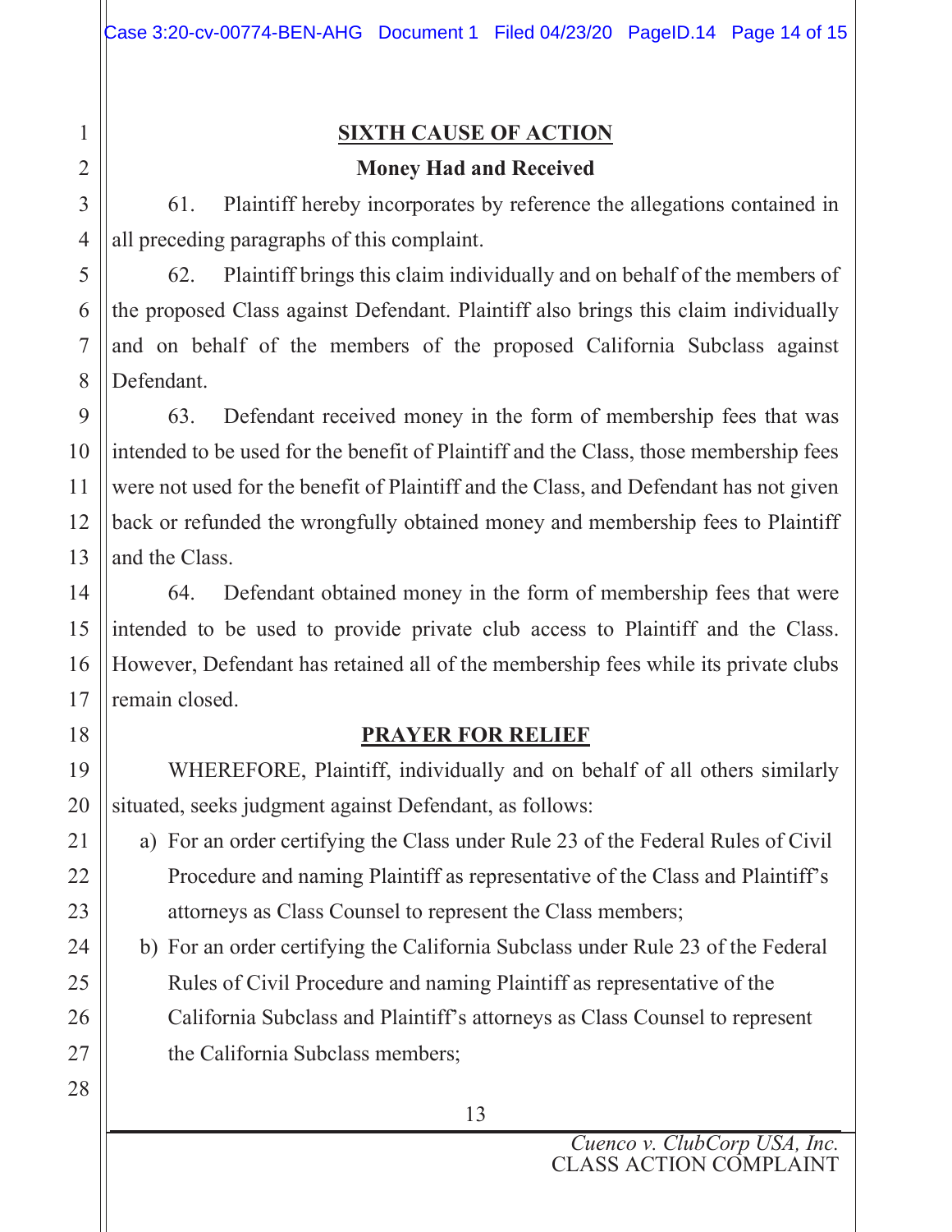## SIXTH CAUSE OF ACTION

### Money Had and Received

61. Plaintiff hereby incorporates by reference the allegations contained in all preceding paragraphs of this complaint.

62. Plaintiff brings this claim individually and on behalf of the members of the proposed Class against Defendant. Plaintiff also brings this claim individually and on behalf of the members of the proposed California Subclass against Defendant.

63. Defendant received money in the form of membership fees that was intended to be used for the benefit of Plaintiff and the Class, those membership fees were not used for the benefit of Plaintiff and the Class, and Defendant has not given back or refunded the wrongfully obtained money and membership fees to Plaintiff and the Class.

64. Defendant obtained money in the form of membership fees that were intended to be used to provide private club access to Plaintiff and the Class. However, Defendant has retained all of the membership fees while its private clubs remain closed.

## PRAYER FOR RELIEF

WHEREFORE, Plaintiff, individually and on behalf of all others similarly situated, seeks judgment against Defendant, as follows:

a) For an order certifying the Class under Rule 23 of the Federal Rules of Civil Procedure and naming Plaintiff as representative of the Class and Plaintiff's attorneys as Class Counsel to represent the Class members;

b) For an order certifying the California Subclass under Rule 23 of the Federal Rules of Civil Procedure and naming Plaintiff as representative of the California Subclass and Plaintiff's attorneys as Class Counsel to represent the California Subclass members;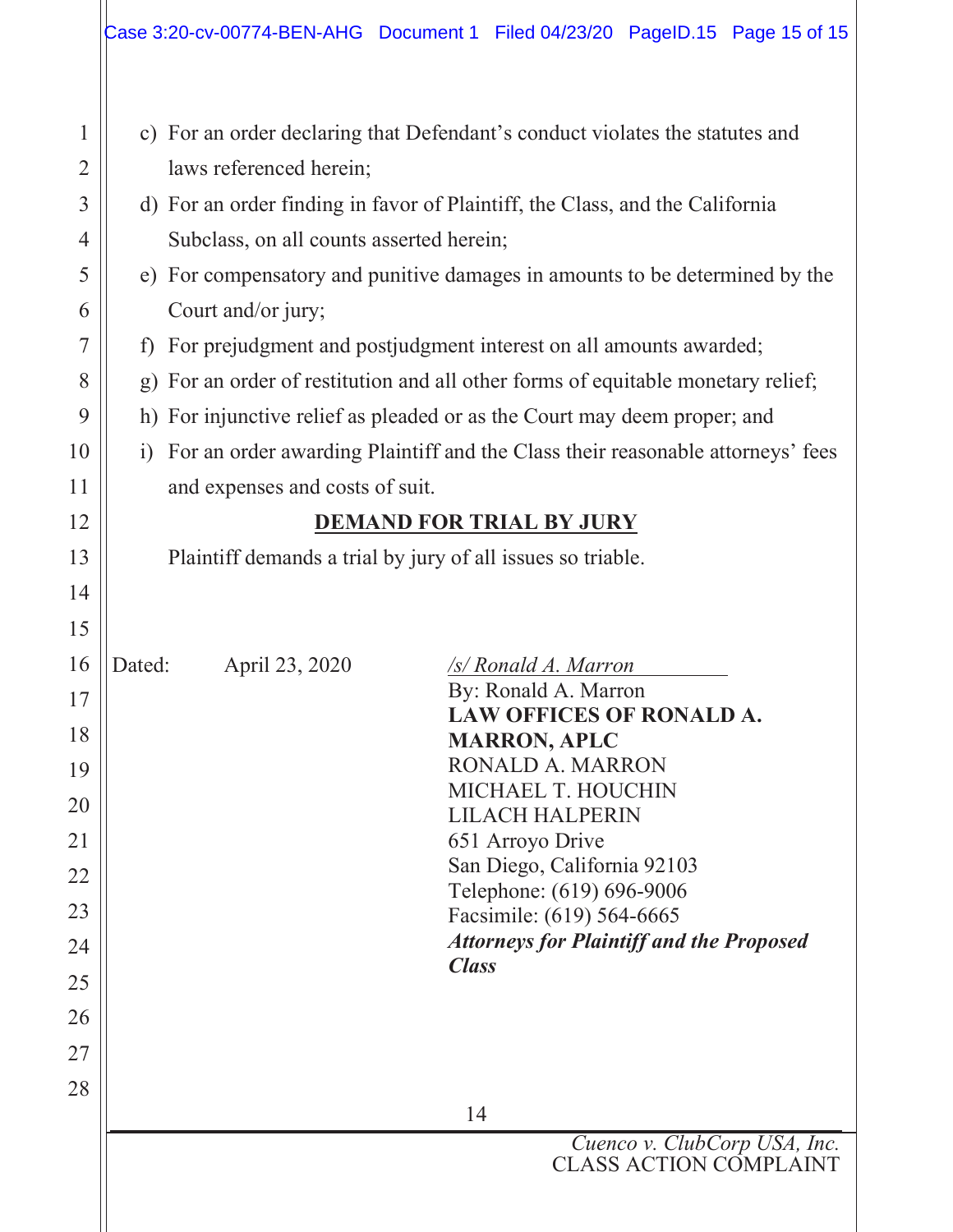c) For an order declaring that Defendant's conduct violates the statutes and laws referenced herein;

d) For an order finding in favor of Plaintiff, the Class, and the California Subclass, on all counts asserted herein;

e) For compensatory and punitive damages in amounts to be determined by the Court and/or jury;

f) For prejudgment and postjudgment interest on all amounts awarded;

g) For an order of restitution and all other forms of equitable monetary relief;

h) For injunctive relief as pleaded or as the Court may deem proper; and

i) For an order awarding Plaintiff and the Class their reasonable attorneys' fees and expenses and costs of suit.

## DEMAND FOR TRIAL BY JURY

Plaintiff demands a trial by jury of all issues so triable.

Dated: April 23, 2020

*/s/ Ronald A. Marron*
By: Ronald A. Marron
**LAW OFFICES OF RONALD A. MARRON, APLC**
RONALD A. MARRON
MICHAEL T. HOUCHIN
LILACH HALPERIN
651 Arroyo Drive
San Diego, California 92103
Telephone: (619) 696-9006
Facsimile: (619) 564-6665
***Attorneys for Plaintiff and the Proposed Class***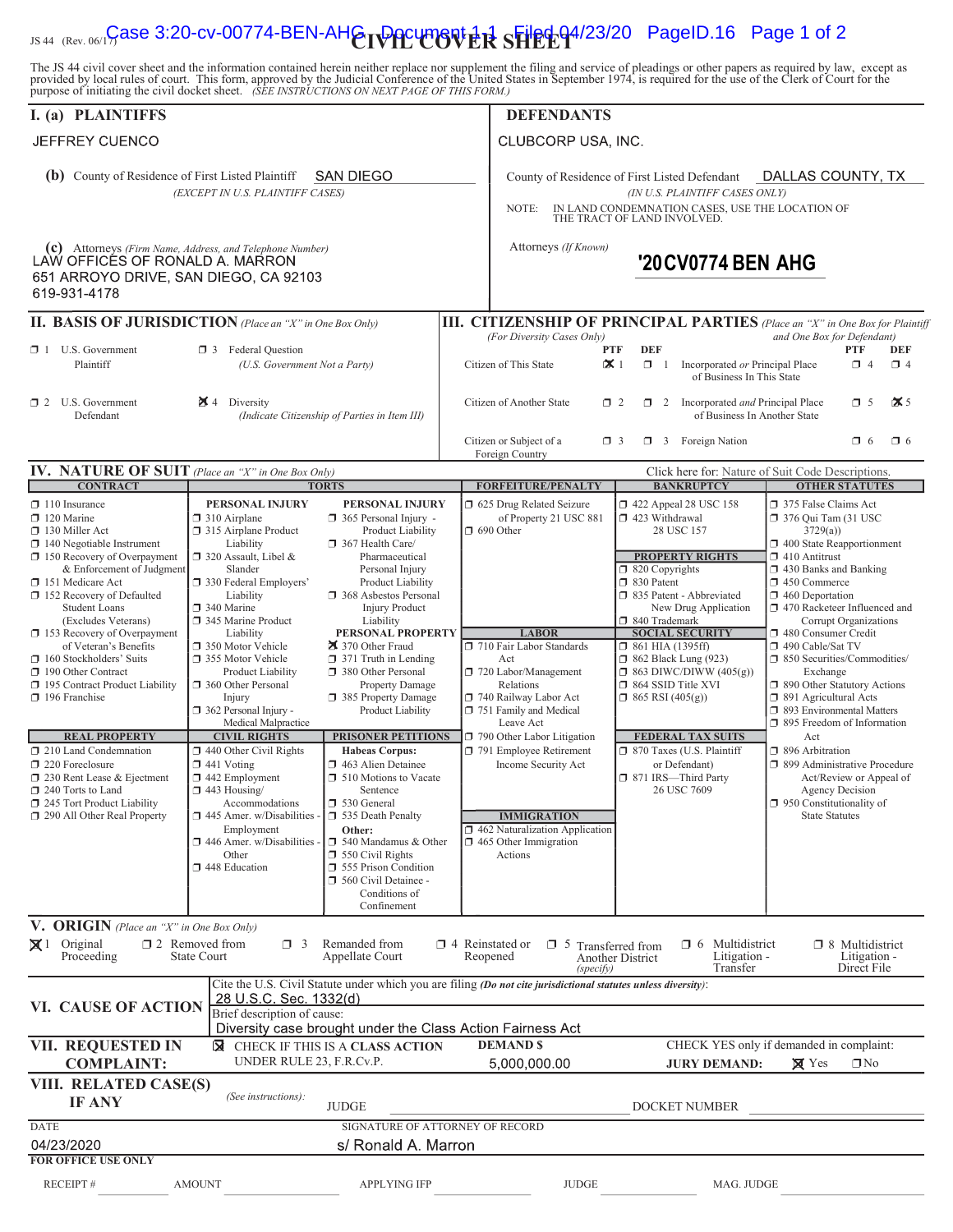JS 44 (Rev. 06/17)

# CIVIL COVER SHEET

The JS 44 civil cover sheet and the information contained herein neither replace nor supplement the filing and service of pleadings or other papers as required by law, except as provided by local rules of court. This form, approved by the Judicial Conference of the United States in September 1974, is required for the use of the Clerk of Court for the purpose of initiating the civil docket sheet. *(SEE INSTRUCTIONS ON NEXT PAGE OF THIS FORM.)*

## I. (a) PLAINTIFFS

JEFFREY CUENCO

**(b)** County of Residence of First Listed Plaintiff: SAN DIEGO
*(EXCEPT IN U.S. PLAINTIFF CASES)*

**(c)** Attorneys *(Firm Name, Address, and Telephone Number)*
LAW OFFICES OF RONALD A. MARRON
651 ARROYO DRIVE, SAN DIEGO, CA 92103
619-931-4178

## DEFENDANTS

CLUBCORP USA, INC.

County of Residence of First Listed Defendant: DALLAS COUNTY, TX
*(IN U.S. PLAINTIFF CASES ONLY)*

NOTE: IN LAND CONDEMNATION CASES, USE THE LOCATION OF THE TRACT OF LAND INVOLVED.

Attorneys *(If Known)*

'20CV0774 BEN AHG

## II. BASIS OF JURISDICTION *(Place an "X" in One Box Only)*

- ☐ 1 U.S. Government Plaintiff
- ☐ 3 Federal Question *(U.S. Government Not a Party)*
- ☐ 2 U.S. Government Defendant
- ☒ 4 Diversity *(Indicate Citizenship of Parties in Item III)*

## III. CITIZENSHIP OF PRINCIPAL PARTIES *(Place an "X" in One Box for Plaintiff and One Box for Defendant)* *(For Diversity Cases Only)*

| | PTF | DEF | | PTF | DEF |
|---|---|---|---|---|---|
| Citizen of This State | ☒ 1 | ☐ 1 | Incorporated *or* Principal Place of Business In This State | ☐ 4 | ☐ 4 |
| Citizen of Another State | ☐ 2 | ☐ 2 | Incorporated *and* Principal Place of Business In Another State | ☐ 5 | ☒ 5 |
| Citizen or Subject of a Foreign Country | ☐ 3 | ☐ 3 | Foreign Nation | ☐ 6 | ☐ 6 |

## IV. NATURE OF SUIT *(Place an "X" in One Box Only)*

Click here for: Nature of Suit Code Descriptions.

**CONTRACT**
- ☐ 110 Insurance
- ☐ 120 Marine
- ☐ 130 Miller Act
- ☐ 140 Negotiable Instrument
- ☐ 150 Recovery of Overpayment & Enforcement of Judgment
- ☐ 151 Medicare Act
- ☐ 152 Recovery of Defaulted Student Loans (Excludes Veterans)
- ☐ 153 Recovery of Overpayment of Veteran's Benefits
- ☐ 160 Stockholders' Suits
- ☐ 190 Other Contract
- ☐ 195 Contract Product Liability
- ☐ 196 Franchise

**REAL PROPERTY**
- ☐ 210 Land Condemnation
- ☐ 220 Foreclosure
- ☐ 230 Rent Lease & Ejectment
- ☐ 240 Torts to Land
- ☐ 245 Tort Product Liability
- ☐ 290 All Other Real Property

**TORTS — PERSONAL INJURY**
- ☐ 310 Airplane
- ☐ 315 Airplane Product Liability
- ☐ 320 Assault, Libel & Slander
- ☐ 330 Federal Employers' Liability
- ☐ 340 Marine
- ☐ 345 Marine Product Liability
- ☐ 350 Motor Vehicle
- ☐ 355 Motor Vehicle Product Liability
- ☐ 360 Other Personal Injury
- ☐ 362 Personal Injury - Medical Malpractice

**PERSONAL INJURY**
- ☐ 365 Personal Injury - Product Liability
- ☐ 367 Health Care/ Pharmaceutical Personal Injury Product Liability
- ☐ 368 Asbestos Personal Injury Product Liability

**PERSONAL PROPERTY**
- ☒ 370 Other Fraud
- ☐ 371 Truth in Lending
- ☐ 380 Other Personal Property Damage
- ☐ 385 Property Damage Product Liability

**CIVIL RIGHTS**
- ☐ 440 Other Civil Rights
- ☐ 441 Voting
- ☐ 442 Employment
- ☐ 443 Housing/ Accommodations
- ☐ 445 Amer. w/Disabilities - Employment
- ☐ 446 Amer. w/Disabilities - Other
- ☐ 448 Education

**PRISONER PETITIONS**
Habeas Corpus:
- ☐ 463 Alien Detainee
- ☐ 510 Motions to Vacate Sentence
- ☐ 530 General
- ☐ 535 Death Penalty

Other:
- ☐ 540 Mandamus & Other
- ☐ 550 Civil Rights
- ☐ 555 Prison Condition
- ☐ 560 Civil Detainee - Conditions of Confinement

**FORFEITURE/PENALTY**
- ☐ 625 Drug Related Seizure of Property 21 USC 881
- ☐ 690 Other

**LABOR**
- ☐ 710 Fair Labor Standards Act
- ☐ 720 Labor/Management Relations
- ☐ 740 Railway Labor Act
- ☐ 751 Family and Medical Leave Act
- ☐ 790 Other Labor Litigation
- ☐ 791 Employee Retirement Income Security Act

**IMMIGRATION**
- ☐ 462 Naturalization Application
- ☐ 465 Other Immigration Actions

**BANKRUPTCY**
- ☐ 422 Appeal 28 USC 158
- ☐ 423 Withdrawal 28 USC 157

**PROPERTY RIGHTS**
- ☐ 820 Copyrights
- ☐ 830 Patent
- ☐ 835 Patent - Abbreviated New Drug Application
- ☐ 840 Trademark

**SOCIAL SECURITY**
- ☐ 861 HIA (1395ff)
- ☐ 862 Black Lung (923)
- ☐ 863 DIWC/DIWW (405(g))
- ☐ 864 SSID Title XVI
- ☐ 865 RSI (405(g))

**FEDERAL TAX SUITS**
- ☐ 870 Taxes (U.S. Plaintiff or Defendant)
- ☐ 871 IRS—Third Party 26 USC 7609

**OTHER STATUTES**
- ☐ 375 False Claims Act
- ☐ 376 Qui Tam (31 USC 3729(a))
- ☐ 400 State Reapportionment
- ☐ 410 Antitrust
- ☐ 430 Banks and Banking
- ☐ 450 Commerce
- ☐ 460 Deportation
- ☐ 470 Racketeer Influenced and Corrupt Organizations
- ☐ 480 Consumer Credit
- ☐ 490 Cable/Sat TV
- ☐ 850 Securities/Commodities/ Exchange
- ☐ 890 Other Statutory Actions
- ☐ 891 Agricultural Acts
- ☐ 893 Environmental Matters
- ☐ 895 Freedom of Information Act
- ☐ 896 Arbitration
- ☐ 899 Administrative Procedure Act/Review or Appeal of Agency Decision
- ☐ 950 Constitutionality of State Statutes

## V. ORIGIN *(Place an "X" in One Box Only)*

- ☒ 1 Original Proceeding
- ☐ 2 Removed from State Court
- ☐ 3 Remanded from Appellate Court
- ☐ 4 Reinstated or Reopened
- ☐ 5 Transferred from Another District *(specify)*
- ☐ 6 Multidistrict Litigation - Transfer
- ☐ 8 Multidistrict Litigation - Direct File

## VI. CAUSE OF ACTION

Cite the U.S. Civil Statute under which you are filing *(Do not cite jurisdictional statutes unless diversity)*:
28 U.S.C. Sec. 1332(d)

Brief description of cause:
Diversity case brought under the Class Action Fairness Act

## VII. REQUESTED IN COMPLAINT:

☒ CHECK IF THIS IS A CLASS ACTION UNDER RULE 23, F.R.Cv.P.

DEMAND $ 5,000,000.00

CHECK YES only if demanded in complaint: JURY DEMAND: ☒ Yes ☐ No

## VIII. RELATED CASE(S) IF ANY

*(See instructions)*: JUDGE ______ DOCKET NUMBER ______

DATE: 04/23/2020

SIGNATURE OF ATTORNEY OF RECORD: s/ Ronald A. Marron

**FOR OFFICE USE ONLY**

RECEIPT # ______ AMOUNT ______ APPLYING IFP ______ JUDGE ______ MAG. JUDGE ______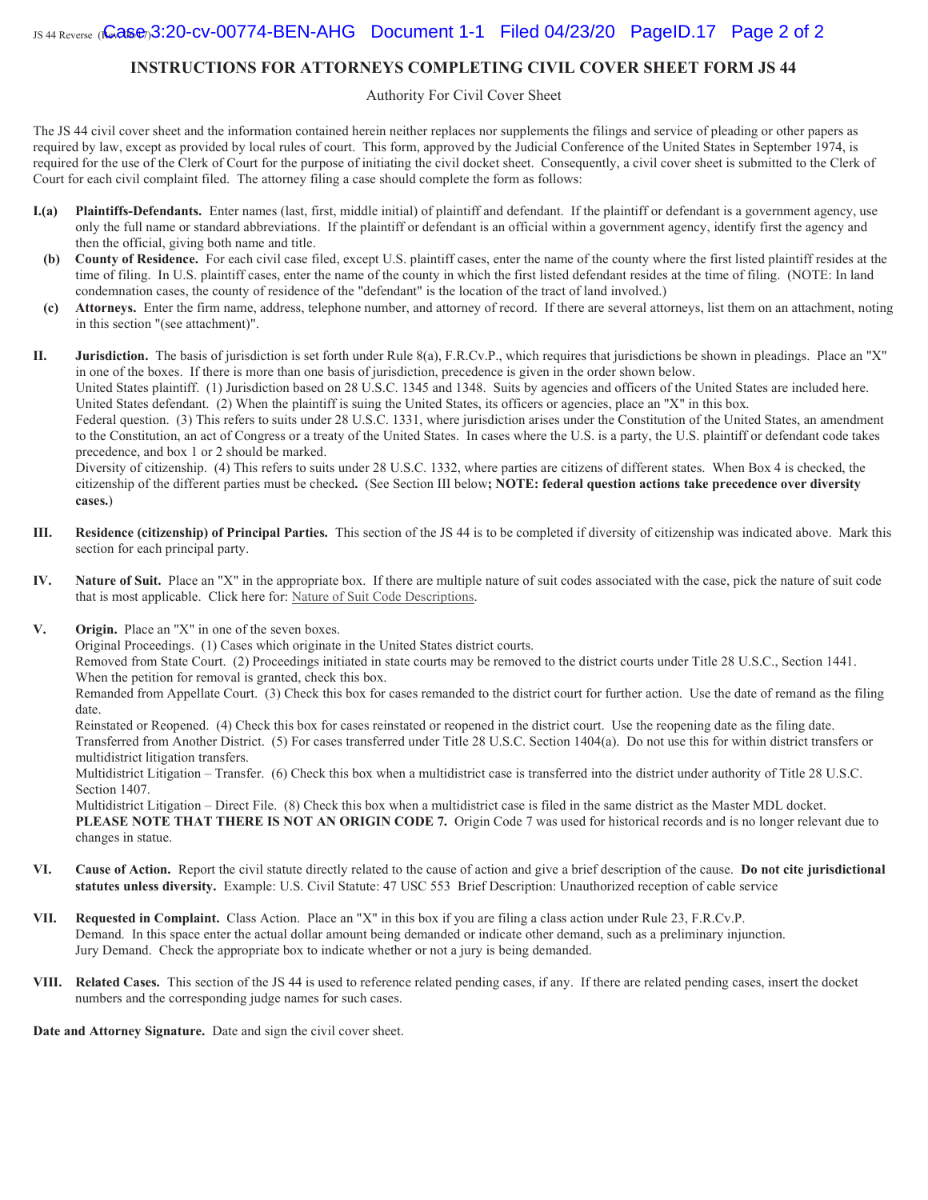# INSTRUCTIONS FOR ATTORNEYS COMPLETING CIVIL COVER SHEET FORM JS 44

Authority For Civil Cover Sheet

The JS 44 civil cover sheet and the information contained herein neither replaces nor supplements the filings and service of pleading or other papers as required by law, except as provided by local rules of court. This form, approved by the Judicial Conference of the United States in September 1974, is required for the use of the Clerk of Court for the purpose of initiating the civil docket sheet. Consequently, a civil cover sheet is submitted to the Clerk of Court for each civil complaint filed. The attorney filing a case should complete the form as follows:

**I.(a) Plaintiffs-Defendants.** Enter names (last, first, middle initial) of plaintiff and defendant. If the plaintiff or defendant is a government agency, use only the full name or standard abbreviations. If the plaintiff or defendant is an official within a government agency, identify first the agency and then the official, giving both name and title.

**(b) County of Residence.** For each civil case filed, except U.S. plaintiff cases, enter the name of the county where the first listed plaintiff resides at the time of filing. In U.S. plaintiff cases, enter the name of the county in which the first listed defendant resides at the time of filing. (NOTE: In land condemnation cases, the county of residence of the "defendant" is the location of the tract of land involved.)

**(c) Attorneys.** Enter the firm name, address, telephone number, and attorney of record. If there are several attorneys, list them on an attachment, noting in this section "(see attachment)".

**II. Jurisdiction.** The basis of jurisdiction is set forth under Rule 8(a), F.R.Cv.P., which requires that jurisdictions be shown in pleadings. Place an "X" in one of the boxes. If there is more than one basis of jurisdiction, precedence is given in the order shown below.
United States plaintiff. (1) Jurisdiction based on 28 U.S.C. 1345 and 1348. Suits by agencies and officers of the United States are included here.
United States defendant. (2) When the plaintiff is suing the United States, its officers or agencies, place an "X" in this box.
Federal question. (3) This refers to suits under 28 U.S.C. 1331, where jurisdiction arises under the Constitution of the United States, an amendment to the Constitution, an act of Congress or a treaty of the United States. In cases where the U.S. is a party, the U.S. plaintiff or defendant code takes precedence, and box 1 or 2 should be marked.
Diversity of citizenship. (4) This refers to suits under 28 U.S.C. 1332, where parties are citizens of different states. When Box 4 is checked, the citizenship of the different parties must be checked**.** (See Section III below**; NOTE: federal question actions take precedence over diversity cases.**)

**III. Residence (citizenship) of Principal Parties.** This section of the JS 44 is to be completed if diversity of citizenship was indicated above. Mark this section for each principal party.

**IV. Nature of Suit.** Place an "X" in the appropriate box. If there are multiple nature of suit codes associated with the case, pick the nature of suit code that is most applicable. Click here for: Nature of Suit Code Descriptions.

**V. Origin.** Place an "X" in one of the seven boxes.
Original Proceedings. (1) Cases which originate in the United States district courts.
Removed from State Court. (2) Proceedings initiated in state courts may be removed to the district courts under Title 28 U.S.C., Section 1441. When the petition for removal is granted, check this box.
Remanded from Appellate Court. (3) Check this box for cases remanded to the district court for further action. Use the date of remand as the filing date.
Reinstated or Reopened. (4) Check this box for cases reinstated or reopened in the district court. Use the reopening date as the filing date.
Transferred from Another District. (5) For cases transferred under Title 28 U.S.C. Section 1404(a). Do not use this for within district transfers or multidistrict litigation transfers.
Multidistrict Litigation – Transfer. (6) Check this box when a multidistrict case is transferred into the district under authority of Title 28 U.S.C. Section 1407.
Multidistrict Litigation – Direct File. (8) Check this box when a multidistrict case is filed in the same district as the Master MDL docket.
**PLEASE NOTE THAT THERE IS NOT AN ORIGIN CODE 7.** Origin Code 7 was used for historical records and is no longer relevant due to changes in statue.

**VI. Cause of Action.** Report the civil statute directly related to the cause of action and give a brief description of the cause. **Do not cite jurisdictional statutes unless diversity.** Example: U.S. Civil Statute: 47 USC 553 Brief Description: Unauthorized reception of cable service

**VII. Requested in Complaint.** Class Action. Place an "X" in this box if you are filing a class action under Rule 23, F.R.Cv.P.
Demand. In this space enter the actual dollar amount being demanded or indicate other demand, such as a preliminary injunction.
Jury Demand. Check the appropriate box to indicate whether or not a jury is being demanded.

**VIII. Related Cases.** This section of the JS 44 is used to reference related pending cases, if any. If there are related pending cases, insert the docket numbers and the corresponding judge names for such cases.

**Date and Attorney Signature.** Date and sign the civil cover sheet.